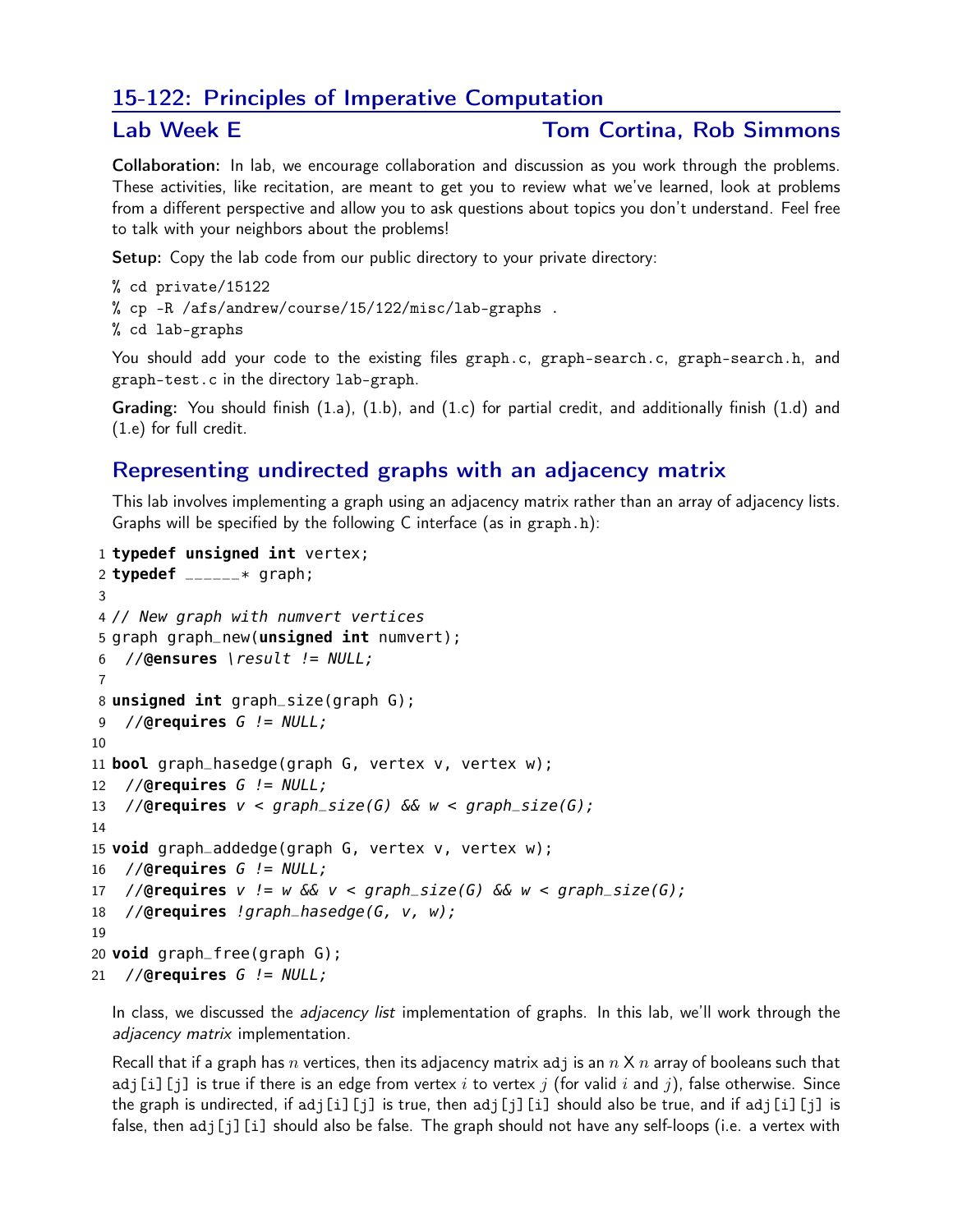## 15-122: Principles of Imperative Computation

### Lab Week E — Tom Cortina, Rob Simmons

**Collaboration:** In lab, we encourage collaboration and discussion as you work through the problems. These activities, like recitation, are meant to get you to review what we've learned, look at problems from a different perspective and allow you to ask questions about topics you don't understand. Feel free to talk with your neighbors about the problems!

**Setup:** Copy the lab code from our public directory to your private directory:

```
% cd private/15122
% cp -R /afs/andrew/course/15/122/misc/lab-graphs .
% cd lab-graphs
```

You should add your code to the existing files `graph.c`, `graph-search.c`, `graph-search.h`, and `graph-test.c` in the directory `lab-graph`.

**Grading:** You should finish (1.a), (1.b), and (1.c) for partial credit, and additionally finish (1.d) and (1.e) for full credit.

## Representing undirected graphs with an adjacency matrix

This lab involves implementing a graph using an adjacency matrix rather than an array of adjacency lists. Graphs will be specified by the following C interface (as in `graph.h`):

```
1 typedef unsigned int vertex;
2 typedef ______* graph;
3
4 // New graph with numvert vertices
5 graph graph_new(unsigned int numvert);
6  //@ensures \result != NULL;
7
8 unsigned int graph_size(graph G);
9  //@requires G != NULL;
10
11 bool graph_hasedge(graph G, vertex v, vertex w);
12  //@requires G != NULL;
13  //@requires v < graph_size(G) && w < graph_size(G);
14
15 void graph_addedge(graph G, vertex v, vertex w);
16  //@requires G != NULL;
17  //@requires v != w && v < graph_size(G) && w < graph_size(G);
18  //@requires !graph_hasedge(G, v, w);
19
20 void graph_free(graph G);
21  //@requires G != NULL;
```

In class, we discussed the *adjacency list* implementation of graphs. In this lab, we'll work through the *adjacency matrix* implementation.

Recall that if a graph has $n$ vertices, then its adjacency matrix `adj` is an $n$ X $n$ array of booleans such that `adj[i][j]` is true if there is an edge from vertex $i$ to vertex $j$ (for valid $i$ and $j$), false otherwise. Since the graph is undirected, if `adj[i][j]` is true, then `adj[j][i]` should also be true, and if `adj[i][j]` is false, then `adj[j][i]` should also be false. The graph should not have any self-loops (i.e. a vertex with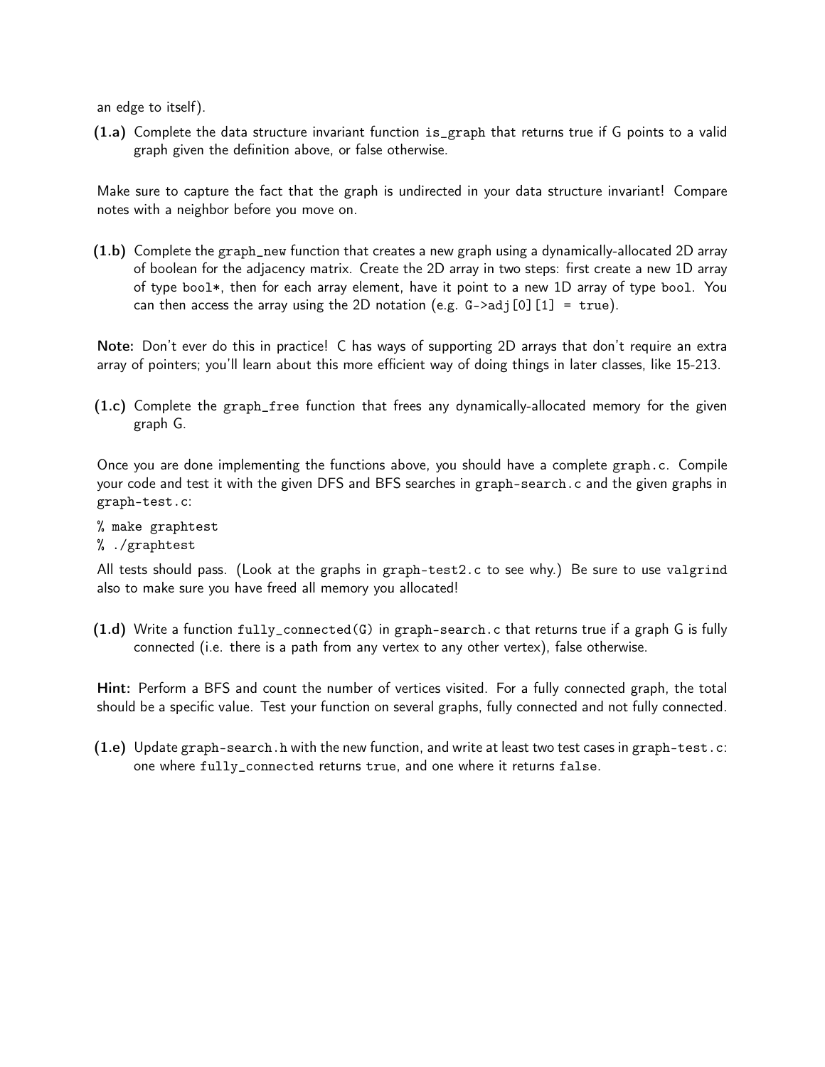an edge to itself).

**(1.a)** Complete the data structure invariant function `is_graph` that returns true if G points to a valid graph given the definition above, or false otherwise.

Make sure to capture the fact that the graph is undirected in your data structure invariant! Compare notes with a neighbor before you move on.

**(1.b)** Complete the `graph_new` function that creates a new graph using a dynamically-allocated 2D array of boolean for the adjacency matrix. Create the 2D array in two steps: first create a new 1D array of type `bool*`, then for each array element, have it point to a new 1D array of type `bool`. You can then access the array using the 2D notation (e.g. `G->adj[0][1] = true`).

**Note:** Don't ever do this in practice! C has ways of supporting 2D arrays that don't require an extra array of pointers; you'll learn about this more efficient way of doing things in later classes, like 15-213.

**(1.c)** Complete the `graph_free` function that frees any dynamically-allocated memory for the given graph G.

Once you are done implementing the functions above, you should have a complete `graph.c`. Compile your code and test it with the given DFS and BFS searches in `graph-search.c` and the given graphs in `graph-test.c`:

```
% make graphtest
% ./graphtest
```

All tests should pass. (Look at the graphs in `graph-test2.c` to see why.) Be sure to use `valgrind` also to make sure you have freed all memory you allocated!

**(1.d)** Write a function `fully_connected(G)` in `graph-search.c` that returns true if a graph G is fully connected (i.e. there is a path from any vertex to any other vertex), false otherwise.

**Hint:** Perform a BFS and count the number of vertices visited. For a fully connected graph, the total should be a specific value. Test your function on several graphs, fully connected and not fully connected.

**(1.e)** Update `graph-search.h` with the new function, and write at least two test cases in `graph-test.c`: one where `fully_connected` returns `true`, and one where it returns `false`.